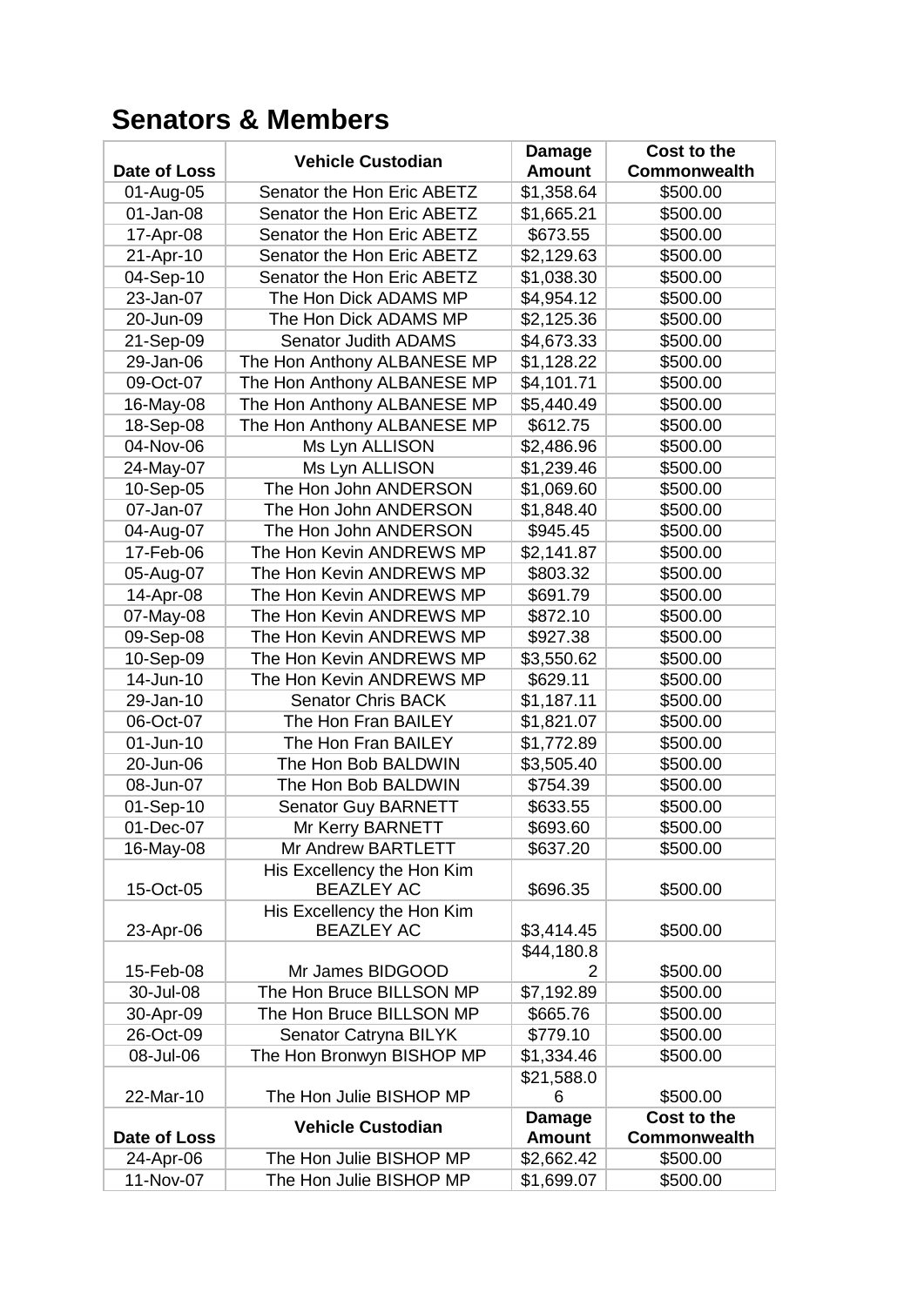# Senators & Members

| Date of Loss | Vehicle Custodian | Damage Amount | Cost to the Commonwealth |
|---|---|---|---|
| 01-Aug-05 | Senator the Hon Eric ABETZ | $1,358.64 | $500.00 |
| 01-Jan-08 | Senator the Hon Eric ABETZ | $1,665.21 | $500.00 |
| 17-Apr-08 | Senator the Hon Eric ABETZ | $673.55 | $500.00 |
| 21-Apr-10 | Senator the Hon Eric ABETZ | $2,129.63 | $500.00 |
| 04-Sep-10 | Senator the Hon Eric ABETZ | $1,038.30 | $500.00 |
| 23-Jan-07 | The Hon Dick ADAMS MP | $4,954.12 | $500.00 |
| 20-Jun-09 | The Hon Dick ADAMS MP | $2,125.36 | $500.00 |
| 21-Sep-09 | Senator Judith ADAMS | $4,673.33 | $500.00 |
| 29-Jan-06 | The Hon Anthony ALBANESE MP | $1,128.22 | $500.00 |
| 09-Oct-07 | The Hon Anthony ALBANESE MP | $4,101.71 | $500.00 |
| 16-May-08 | The Hon Anthony ALBANESE MP | $5,440.49 | $500.00 |
| 18-Sep-08 | The Hon Anthony ALBANESE MP | $612.75 | $500.00 |
| 04-Nov-06 | Ms Lyn ALLISON | $2,486.96 | $500.00 |
| 24-May-07 | Ms Lyn ALLISON | $1,239.46 | $500.00 |
| 10-Sep-05 | The Hon John ANDERSON | $1,069.60 | $500.00 |
| 07-Jan-07 | The Hon John ANDERSON | $1,848.40 | $500.00 |
| 04-Aug-07 | The Hon John ANDERSON | $945.45 | $500.00 |
| 17-Feb-06 | The Hon Kevin ANDREWS MP | $2,141.87 | $500.00 |
| 05-Aug-07 | The Hon Kevin ANDREWS MP | $803.32 | $500.00 |
| 14-Apr-08 | The Hon Kevin ANDREWS MP | $691.79 | $500.00 |
| 07-May-08 | The Hon Kevin ANDREWS MP | $872.10 | $500.00 |
| 09-Sep-08 | The Hon Kevin ANDREWS MP | $927.38 | $500.00 |
| 10-Sep-09 | The Hon Kevin ANDREWS MP | $3,550.62 | $500.00 |
| 14-Jun-10 | The Hon Kevin ANDREWS MP | $629.11 | $500.00 |
| 29-Jan-10 | Senator Chris BACK | $1,187.11 | $500.00 |
| 06-Oct-07 | The Hon Fran BAILEY | $1,821.07 | $500.00 |
| 01-Jun-10 | The Hon Fran BAILEY | $1,772.89 | $500.00 |
| 20-Jun-06 | The Hon Bob BALDWIN | $3,505.40 | $500.00 |
| 08-Jun-07 | The Hon Bob BALDWIN | $754.39 | $500.00 |
| 01-Sep-10 | Senator Guy BARNETT | $633.55 | $500.00 |
| 01-Dec-07 | Mr Kerry BARNETT | $693.60 | $500.00 |
| 16-May-08 | Mr Andrew BARTLETT | $637.20 | $500.00 |
| 15-Oct-05 | His Excellency the Hon Kim BEAZLEY AC | $696.35 | $500.00 |
| 23-Apr-06 | His Excellency the Hon Kim BEAZLEY AC | $3,414.45 | $500.00 |
| 15-Feb-08 | Mr James BIDGOOD | $44,180.82 | $500.00 |
| 30-Jul-08 | The Hon Bruce BILLSON MP | $7,192.89 | $500.00 |
| 30-Apr-09 | The Hon Bruce BILLSON MP | $665.76 | $500.00 |
| 26-Oct-09 | Senator Catryna BILYK | $779.10 | $500.00 |
| 08-Jul-06 | The Hon Bronwyn BISHOP MP | $1,334.46 | $500.00 |
| 22-Mar-10 | The Hon Julie BISHOP MP | $21,588.06 | $500.00 |
| 24-Apr-06 | The Hon Julie BISHOP MP | $2,662.42 | $500.00 |
| 11-Nov-07 | The Hon Julie BISHOP MP | $1,699.07 | $500.00 |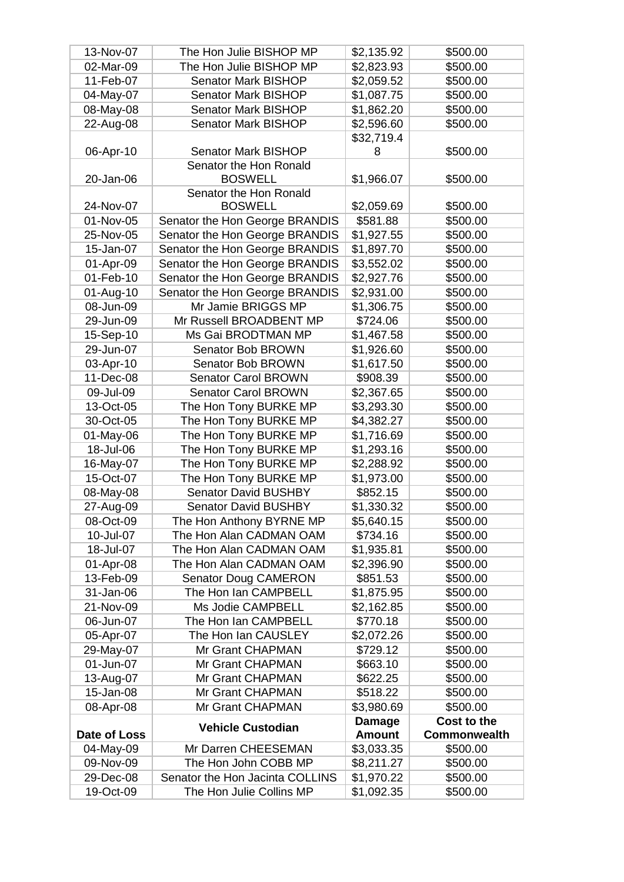| 13-Nov-07 | The Hon Julie BISHOP MP | $2,135.92 | $500.00 |
|---|---|---|---|
| 02-Mar-09 | The Hon Julie BISHOP MP | $2,823.93 | $500.00 |
| 11-Feb-07 | Senator Mark BISHOP | $2,059.52 | $500.00 |
| 04-May-07 | Senator Mark BISHOP | $1,087.75 | $500.00 |
| 08-May-08 | Senator Mark BISHOP | $1,862.20 | $500.00 |
| 22-Aug-08 | Senator Mark BISHOP | $2,596.60 | $500.00 |
| 06-Apr-10 | Senator Mark BISHOP | $32,719.48 | $500.00 |
| 20-Jan-06 | Senator the Hon Ronald BOSWELL | $1,966.07 | $500.00 |
| 24-Nov-07 | Senator the Hon Ronald BOSWELL | $2,059.69 | $500.00 |
| 01-Nov-05 | Senator the Hon George BRANDIS | $581.88 | $500.00 |
| 25-Nov-05 | Senator the Hon George BRANDIS | $1,927.55 | $500.00 |
| 15-Jan-07 | Senator the Hon George BRANDIS | $1,897.70 | $500.00 |
| 01-Apr-09 | Senator the Hon George BRANDIS | $3,552.02 | $500.00 |
| 01-Feb-10 | Senator the Hon George BRANDIS | $2,927.76 | $500.00 |
| 01-Aug-10 | Senator the Hon George BRANDIS | $2,931.00 | $500.00 |
| 08-Jun-09 | Mr Jamie BRIGGS MP | $1,306.75 | $500.00 |
| 29-Jun-09 | Mr Russell BROADBENT MP | $724.06 | $500.00 |
| 15-Sep-10 | Ms Gai BRODTMAN MP | $1,467.58 | $500.00 |
| 29-Jun-07 | Senator Bob BROWN | $1,926.60 | $500.00 |
| 03-Apr-10 | Senator Bob BROWN | $1,617.50 | $500.00 |
| 11-Dec-08 | Senator Carol BROWN | $908.39 | $500.00 |
| 09-Jul-09 | Senator Carol BROWN | $2,367.65 | $500.00 |
| 13-Oct-05 | The Hon Tony BURKE MP | $3,293.30 | $500.00 |
| 30-Oct-05 | The Hon Tony BURKE MP | $4,382.27 | $500.00 |
| 01-May-06 | The Hon Tony BURKE MP | $1,716.69 | $500.00 |
| 18-Jul-06 | The Hon Tony BURKE MP | $1,293.16 | $500.00 |
| 16-May-07 | The Hon Tony BURKE MP | $2,288.92 | $500.00 |
| 15-Oct-07 | The Hon Tony BURKE MP | $1,973.00 | $500.00 |
| 08-May-08 | Senator David BUSHBY | $852.15 | $500.00 |
| 27-Aug-09 | Senator David BUSHBY | $1,330.32 | $500.00 |
| 08-Oct-09 | The Hon Anthony BYRNE MP | $5,640.15 | $500.00 |
| 10-Jul-07 | The Hon Alan CADMAN OAM | $734.16 | $500.00 |
| 18-Jul-07 | The Hon Alan CADMAN OAM | $1,935.81 | $500.00 |
| 01-Apr-08 | The Hon Alan CADMAN OAM | $2,396.90 | $500.00 |
| 13-Feb-09 | Senator Doug CAMERON | $851.53 | $500.00 |
| 31-Jan-06 | The Hon Ian CAMPBELL | $1,875.95 | $500.00 |
| 21-Nov-09 | Ms Jodie CAMPBELL | $2,162.85 | $500.00 |
| 06-Jun-07 | The Hon Ian CAMPBELL | $770.18 | $500.00 |
| 05-Apr-07 | The Hon Ian CAUSLEY | $2,072.26 | $500.00 |
| 29-May-07 | Mr Grant CHAPMAN | $729.12 | $500.00 |
| 01-Jun-07 | Mr Grant CHAPMAN | $663.10 | $500.00 |
| 13-Aug-07 | Mr Grant CHAPMAN | $622.25 | $500.00 |
| 15-Jan-08 | Mr Grant CHAPMAN | $518.22 | $500.00 |
| 08-Apr-08 | Mr Grant CHAPMAN | $3,980.69 | $500.00 |
| **Date of Loss** | **Vehicle Custodian** | **Damage Amount** | **Cost to the Commonwealth** |
| 04-May-09 | Mr Darren CHEESEMAN | $3,033.35 | $500.00 |
| 09-Nov-09 | The Hon John COBB MP | $8,211.27 | $500.00 |
| 29-Dec-08 | Senator the Hon Jacinta COLLINS | $1,970.22 | $500.00 |
| 19-Oct-09 | The Hon Julie Collins MP | $1,092.35 | $500.00 |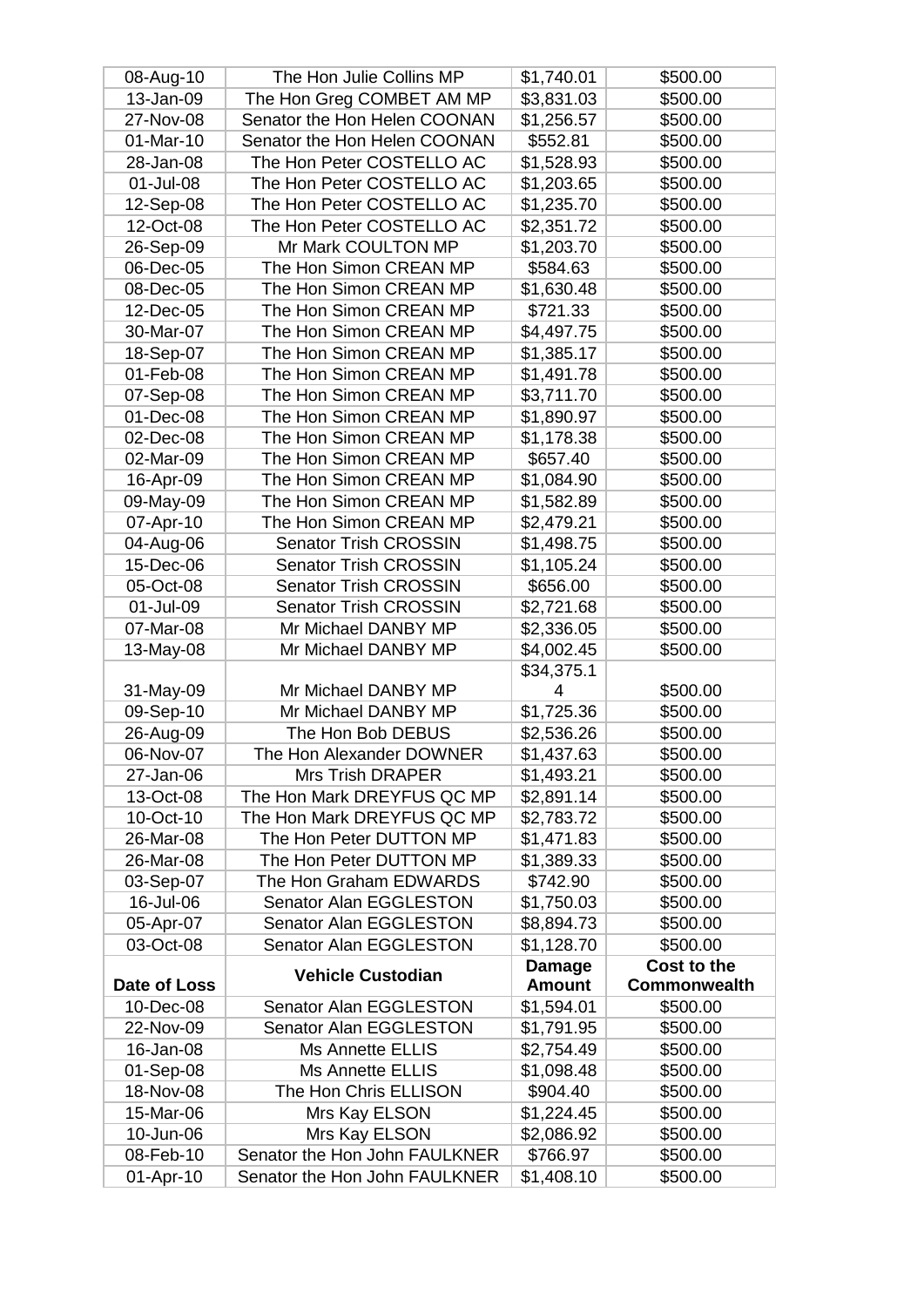| 08-Aug-10 | The Hon Julie Collins MP | $1,740.01 | $500.00 |
|---|---|---|---|
| 13-Jan-09 | The Hon Greg COMBET AM MP | $3,831.03 | $500.00 |
| 27-Nov-08 | Senator the Hon Helen COONAN | $1,256.57 | $500.00 |
| 01-Mar-10 | Senator the Hon Helen COONAN | $552.81 | $500.00 |
| 28-Jan-08 | The Hon Peter COSTELLO AC | $1,528.93 | $500.00 |
| 01-Jul-08 | The Hon Peter COSTELLO AC | $1,203.65 | $500.00 |
| 12-Sep-08 | The Hon Peter COSTELLO AC | $1,235.70 | $500.00 |
| 12-Oct-08 | The Hon Peter COSTELLO AC | $2,351.72 | $500.00 |
| 26-Sep-09 | Mr Mark COULTON MP | $1,203.70 | $500.00 |
| 06-Dec-05 | The Hon Simon CREAN MP | $584.63 | $500.00 |
| 08-Dec-05 | The Hon Simon CREAN MP | $1,630.48 | $500.00 |
| 12-Dec-05 | The Hon Simon CREAN MP | $721.33 | $500.00 |
| 30-Mar-07 | The Hon Simon CREAN MP | $4,497.75 | $500.00 |
| 18-Sep-07 | The Hon Simon CREAN MP | $1,385.17 | $500.00 |
| 01-Feb-08 | The Hon Simon CREAN MP | $1,491.78 | $500.00 |
| 07-Sep-08 | The Hon Simon CREAN MP | $3,711.70 | $500.00 |
| 01-Dec-08 | The Hon Simon CREAN MP | $1,890.97 | $500.00 |
| 02-Dec-08 | The Hon Simon CREAN MP | $1,178.38 | $500.00 |
| 02-Mar-09 | The Hon Simon CREAN MP | $657.40 | $500.00 |
| 16-Apr-09 | The Hon Simon CREAN MP | $1,084.90 | $500.00 |
| 09-May-09 | The Hon Simon CREAN MP | $1,582.89 | $500.00 |
| 07-Apr-10 | The Hon Simon CREAN MP | $2,479.21 | $500.00 |
| 04-Aug-06 | Senator Trish CROSSIN | $1,498.75 | $500.00 |
| 15-Dec-06 | Senator Trish CROSSIN | $1,105.24 | $500.00 |
| 05-Oct-08 | Senator Trish CROSSIN | $656.00 | $500.00 |
| 01-Jul-09 | Senator Trish CROSSIN | $2,721.68 | $500.00 |
| 07-Mar-08 | Mr Michael DANBY MP | $2,336.05 | $500.00 |
| 13-May-08 | Mr Michael DANBY MP | $4,002.45 | $500.00 |
| 31-May-09 | Mr Michael DANBY MP | $34,375.14 | $500.00 |
| 09-Sep-10 | Mr Michael DANBY MP | $1,725.36 | $500.00 |
| 26-Aug-09 | The Hon Bob DEBUS | $2,536.26 | $500.00 |
| 06-Nov-07 | The Hon Alexander DOWNER | $1,437.63 | $500.00 |
| 27-Jan-06 | Mrs Trish DRAPER | $1,493.21 | $500.00 |
| 13-Oct-08 | The Hon Mark DREYFUS QC MP | $2,891.14 | $500.00 |
| 10-Oct-10 | The Hon Mark DREYFUS QC MP | $2,783.72 | $500.00 |
| 26-Mar-08 | The Hon Peter DUTTON MP | $1,471.83 | $500.00 |
| 26-Mar-08 | The Hon Peter DUTTON MP | $1,389.33 | $500.00 |
| 03-Sep-07 | The Hon Graham EDWARDS | $742.90 | $500.00 |
| 16-Jul-06 | Senator Alan EGGLESTON | $1,750.03 | $500.00 |
| 05-Apr-07 | Senator Alan EGGLESTON | $8,894.73 | $500.00 |
| 03-Oct-08 | Senator Alan EGGLESTON | $1,128.70 | $500.00 |
| **Date of Loss** | **Vehicle Custodian** | **Damage Amount** | **Cost to the Commonwealth** |
| 10-Dec-08 | Senator Alan EGGLESTON | $1,594.01 | $500.00 |
| 22-Nov-09 | Senator Alan EGGLESTON | $1,791.95 | $500.00 |
| 16-Jan-08 | Ms Annette ELLIS | $2,754.49 | $500.00 |
| 01-Sep-08 | Ms Annette ELLIS | $1,098.48 | $500.00 |
| 18-Nov-08 | The Hon Chris ELLISON | $904.40 | $500.00 |
| 15-Mar-06 | Mrs Kay ELSON | $1,224.45 | $500.00 |
| 10-Jun-06 | Mrs Kay ELSON | $2,086.92 | $500.00 |
| 08-Feb-10 | Senator the Hon John FAULKNER | $766.97 | $500.00 |
| 01-Apr-10 | Senator the Hon John FAULKNER | $1,408.10 | $500.00 |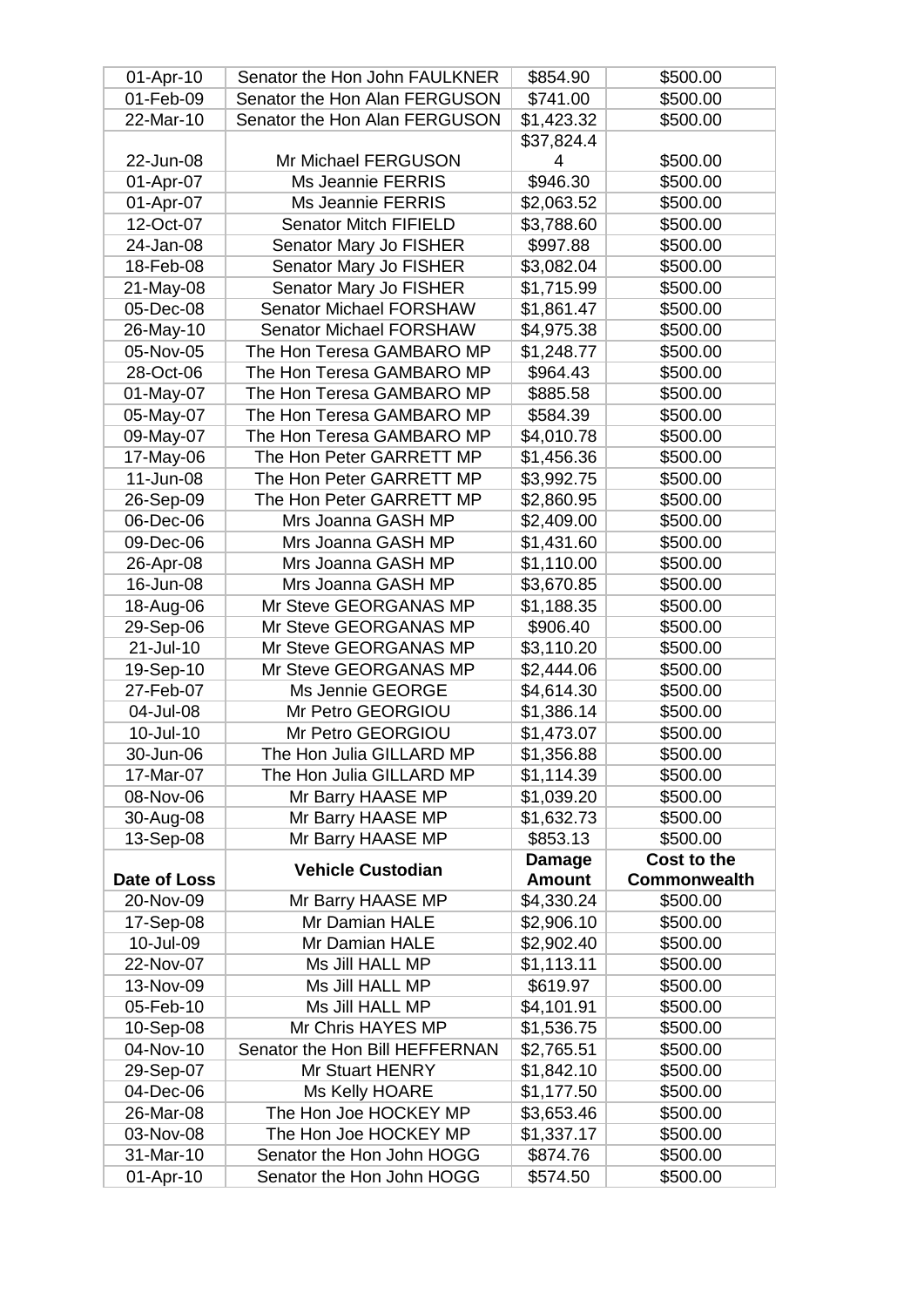| 01-Apr-10 | Senator the Hon John FAULKNER | $854.90 | $500.00 |
|---|---|---|---|
| 01-Feb-09 | Senator the Hon Alan FERGUSON | $741.00 | $500.00 |
| 22-Mar-10 | Senator the Hon Alan FERGUSON | $1,423.32 | $500.00 |
| 22-Jun-08 | Mr Michael FERGUSON | $37,824.44 | $500.00 |
| 01-Apr-07 | Ms Jeannie FERRIS | $946.30 | $500.00 |
| 01-Apr-07 | Ms Jeannie FERRIS | $2,063.52 | $500.00 |
| 12-Oct-07 | Senator Mitch FIFIELD | $3,788.60 | $500.00 |
| 24-Jan-08 | Senator Mary Jo FISHER | $997.88 | $500.00 |
| 18-Feb-08 | Senator Mary Jo FISHER | $3,082.04 | $500.00 |
| 21-May-08 | Senator Mary Jo FISHER | $1,715.99 | $500.00 |
| 05-Dec-08 | Senator Michael FORSHAW | $1,861.47 | $500.00 |
| 26-May-10 | Senator Michael FORSHAW | $4,975.38 | $500.00 |
| 05-Nov-05 | The Hon Teresa GAMBARO MP | $1,248.77 | $500.00 |
| 28-Oct-06 | The Hon Teresa GAMBARO MP | $964.43 | $500.00 |
| 01-May-07 | The Hon Teresa GAMBARO MP | $885.58 | $500.00 |
| 05-May-07 | The Hon Teresa GAMBARO MP | $584.39 | $500.00 |
| 09-May-07 | The Hon Teresa GAMBARO MP | $4,010.78 | $500.00 |
| 17-May-06 | The Hon Peter GARRETT MP | $1,456.36 | $500.00 |
| 11-Jun-08 | The Hon Peter GARRETT MP | $3,992.75 | $500.00 |
| 26-Sep-09 | The Hon Peter GARRETT MP | $2,860.95 | $500.00 |
| 06-Dec-06 | Mrs Joanna GASH MP | $2,409.00 | $500.00 |
| 09-Dec-06 | Mrs Joanna GASH MP | $1,431.60 | $500.00 |
| 26-Apr-08 | Mrs Joanna GASH MP | $1,110.00 | $500.00 |
| 16-Jun-08 | Mrs Joanna GASH MP | $3,670.85 | $500.00 |
| 18-Aug-06 | Mr Steve GEORGANAS MP | $1,188.35 | $500.00 |
| 29-Sep-06 | Mr Steve GEORGANAS MP | $906.40 | $500.00 |
| 21-Jul-10 | Mr Steve GEORGANAS MP | $3,110.20 | $500.00 |
| 19-Sep-10 | Mr Steve GEORGANAS MP | $2,444.06 | $500.00 |
| 27-Feb-07 | Ms Jennie GEORGE | $4,614.30 | $500.00 |
| 04-Jul-08 | Mr Petro GEORGIOU | $1,386.14 | $500.00 |
| 10-Jul-10 | Mr Petro GEORGIOU | $1,473.07 | $500.00 |
| 30-Jun-06 | The Hon Julia GILLARD MP | $1,356.88 | $500.00 |
| 17-Mar-07 | The Hon Julia GILLARD MP | $1,114.39 | $500.00 |
| 08-Nov-06 | Mr Barry HAASE MP | $1,039.20 | $500.00 |
| 30-Aug-08 | Mr Barry HAASE MP | $1,632.73 | $500.00 |
| 13-Sep-08 | Mr Barry HAASE MP | $853.13 | $500.00 |
| **Date of Loss** | **Vehicle Custodian** | **Damage Amount** | **Cost to the Commonwealth** |
| 20-Nov-09 | Mr Barry HAASE MP | $4,330.24 | $500.00 |
| 17-Sep-08 | Mr Damian HALE | $2,906.10 | $500.00 |
| 10-Jul-09 | Mr Damian HALE | $2,902.40 | $500.00 |
| 22-Nov-07 | Ms Jill HALL MP | $1,113.11 | $500.00 |
| 13-Nov-09 | Ms Jill HALL MP | $619.97 | $500.00 |
| 05-Feb-10 | Ms Jill HALL MP | $4,101.91 | $500.00 |
| 10-Sep-08 | Mr Chris HAYES MP | $1,536.75 | $500.00 |
| 04-Nov-10 | Senator the Hon Bill HEFFERNAN | $2,765.51 | $500.00 |
| 29-Sep-07 | Mr Stuart HENRY | $1,842.10 | $500.00 |
| 04-Dec-06 | Ms Kelly HOARE | $1,177.50 | $500.00 |
| 26-Mar-08 | The Hon Joe HOCKEY MP | $3,653.46 | $500.00 |
| 03-Nov-08 | The Hon Joe HOCKEY MP | $1,337.17 | $500.00 |
| 31-Mar-10 | Senator the Hon John HOGG | $874.76 | $500.00 |
| 01-Apr-10 | Senator the Hon John HOGG | $574.50 | $500.00 |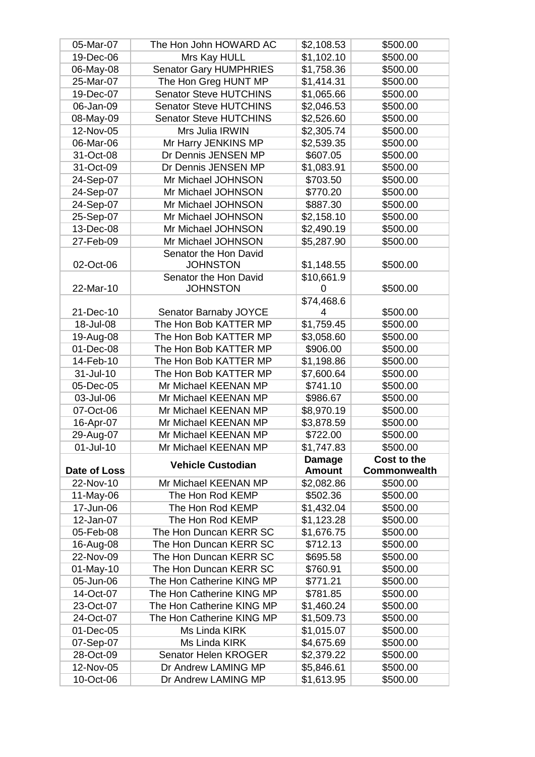| 05-Mar-07 | The Hon John HOWARD AC | $2,108.53 | $500.00 |
|---|---|---|---|
| 19-Dec-06 | Mrs Kay HULL | $1,102.10 | $500.00 |
| 06-May-08 | Senator Gary HUMPHRIES | $1,758.36 | $500.00 |
| 25-Mar-07 | The Hon Greg HUNT MP | $1,414.31 | $500.00 |
| 19-Dec-07 | Senator Steve HUTCHINS | $1,065.66 | $500.00 |
| 06-Jan-09 | Senator Steve HUTCHINS | $2,046.53 | $500.00 |
| 08-May-09 | Senator Steve HUTCHINS | $2,526.60 | $500.00 |
| 12-Nov-05 | Mrs Julia IRWIN | $2,305.74 | $500.00 |
| 06-Mar-06 | Mr Harry JENKINS MP | $2,539.35 | $500.00 |
| 31-Oct-08 | Dr Dennis JENSEN MP | $607.05 | $500.00 |
| 31-Oct-09 | Dr Dennis JENSEN MP | $1,083.91 | $500.00 |
| 24-Sep-07 | Mr Michael JOHNSON | $703.50 | $500.00 |
| 24-Sep-07 | Mr Michael JOHNSON | $770.20 | $500.00 |
| 24-Sep-07 | Mr Michael JOHNSON | $887.30 | $500.00 |
| 25-Sep-07 | Mr Michael JOHNSON | $2,158.10 | $500.00 |
| 13-Dec-08 | Mr Michael JOHNSON | $2,490.19 | $500.00 |
| 27-Feb-09 | Mr Michael JOHNSON | $5,287.90 | $500.00 |
| 02-Oct-06 | Senator the Hon David JOHNSTON | $1,148.55 | $500.00 |
| 22-Mar-10 | Senator the Hon David JOHNSTON | $10,661.90 | $500.00 |
| 21-Dec-10 | Senator Barnaby JOYCE | $74,468.64 | $500.00 |
| 18-Jul-08 | The Hon Bob KATTER MP | $1,759.45 | $500.00 |
| 19-Aug-08 | The Hon Bob KATTER MP | $3,058.60 | $500.00 |
| 01-Dec-08 | The Hon Bob KATTER MP | $906.00 | $500.00 |
| 14-Feb-10 | The Hon Bob KATTER MP | $1,198.86 | $500.00 |
| 31-Jul-10 | The Hon Bob KATTER MP | $7,600.64 | $500.00 |
| 05-Dec-05 | Mr Michael KEENAN MP | $741.10 | $500.00 |
| 03-Jul-06 | Mr Michael KEENAN MP | $986.67 | $500.00 |
| 07-Oct-06 | Mr Michael KEENAN MP | $8,970.19 | $500.00 |
| 16-Apr-07 | Mr Michael KEENAN MP | $3,878.59 | $500.00 |
| 29-Aug-07 | Mr Michael KEENAN MP | $722.00 | $500.00 |
| 01-Jul-10 | Mr Michael KEENAN MP | $1,747.83 | $500.00 |
| **Date of Loss** | **Vehicle Custodian** | **Damage Amount** | **Cost to the Commonwealth** |
| 22-Nov-10 | Mr Michael KEENAN MP | $2,082.86 | $500.00 |
| 11-May-06 | The Hon Rod KEMP | $502.36 | $500.00 |
| 17-Jun-06 | The Hon Rod KEMP | $1,432.04 | $500.00 |
| 12-Jan-07 | The Hon Rod KEMP | $1,123.28 | $500.00 |
| 05-Feb-08 | The Hon Duncan KERR SC | $1,676.75 | $500.00 |
| 16-Aug-08 | The Hon Duncan KERR SC | $712.13 | $500.00 |
| 22-Nov-09 | The Hon Duncan KERR SC | $695.58 | $500.00 |
| 01-May-10 | The Hon Duncan KERR SC | $760.91 | $500.00 |
| 05-Jun-06 | The Hon Catherine KING MP | $771.21 | $500.00 |
| 14-Oct-07 | The Hon Catherine KING MP | $781.85 | $500.00 |
| 23-Oct-07 | The Hon Catherine KING MP | $1,460.24 | $500.00 |
| 24-Oct-07 | The Hon Catherine KING MP | $1,509.73 | $500.00 |
| 01-Dec-05 | Ms Linda KIRK | $1,015.07 | $500.00 |
| 07-Sep-07 | Ms Linda KIRK | $4,675.69 | $500.00 |
| 28-Oct-09 | Senator Helen KROGER | $2,379.22 | $500.00 |
| 12-Nov-05 | Dr Andrew LAMING MP | $5,846.61 | $500.00 |
| 10-Oct-06 | Dr Andrew LAMING MP | $1,613.95 | $500.00 |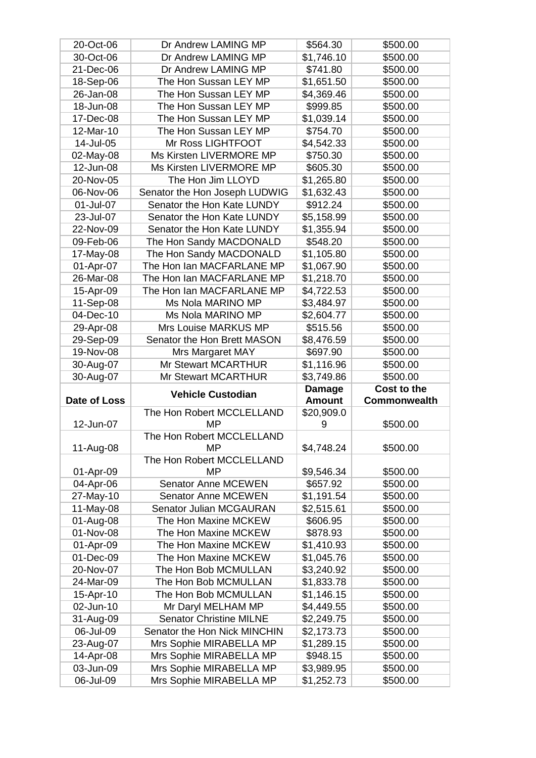| Date of Loss | Vehicle Custodian | Damage Amount | Cost to the Commonwealth |
|---|---|---|---|
| 20-Oct-06 | Dr Andrew LAMING MP | $564.30 | $500.00 |
| 30-Oct-06 | Dr Andrew LAMING MP | $1,746.10 | $500.00 |
| 21-Dec-06 | Dr Andrew LAMING MP | $741.80 | $500.00 |
| 18-Sep-06 | The Hon Sussan LEY MP | $1,651.50 | $500.00 |
| 26-Jan-08 | The Hon Sussan LEY MP | $4,369.46 | $500.00 |
| 18-Jun-08 | The Hon Sussan LEY MP | $999.85 | $500.00 |
| 17-Dec-08 | The Hon Sussan LEY MP | $1,039.14 | $500.00 |
| 12-Mar-10 | The Hon Sussan LEY MP | $754.70 | $500.00 |
| 14-Jul-05 | Mr Ross LIGHTFOOT | $4,542.33 | $500.00 |
| 02-May-08 | Ms Kirsten LIVERMORE MP | $750.30 | $500.00 |
| 12-Jun-08 | Ms Kirsten LIVERMORE MP | $605.30 | $500.00 |
| 20-Nov-05 | The Hon Jim LLOYD | $1,265.80 | $500.00 |
| 06-Nov-06 | Senator the Hon Joseph LUDWIG | $1,632.43 | $500.00 |
| 01-Jul-07 | Senator the Hon Kate LUNDY | $912.24 | $500.00 |
| 23-Jul-07 | Senator the Hon Kate LUNDY | $5,158.99 | $500.00 |
| 22-Nov-09 | Senator the Hon Kate LUNDY | $1,355.94 | $500.00 |
| 09-Feb-06 | The Hon Sandy MACDONALD | $548.20 | $500.00 |
| 17-May-08 | The Hon Sandy MACDONALD | $1,105.80 | $500.00 |
| 01-Apr-07 | The Hon Ian MACFARLANE MP | $1,067.90 | $500.00 |
| 26-Mar-08 | The Hon Ian MACFARLANE MP | $1,218.70 | $500.00 |
| 15-Apr-09 | The Hon Ian MACFARLANE MP | $4,722.53 | $500.00 |
| 11-Sep-08 | Ms Nola MARINO MP | $3,484.97 | $500.00 |
| 04-Dec-10 | Ms Nola MARINO MP | $2,604.77 | $500.00 |
| 29-Apr-08 | Mrs Louise MARKUS MP | $515.56 | $500.00 |
| 29-Sep-09 | Senator the Hon Brett MASON | $8,476.59 | $500.00 |
| 19-Nov-08 | Mrs Margaret MAY | $697.90 | $500.00 |
| 30-Aug-07 | Mr Stewart MCARTHUR | $1,116.96 | $500.00 |
| 30-Aug-07 | Mr Stewart MCARTHUR | $3,749.86 | $500.00 |
| 12-Jun-07 | The Hon Robert MCCLELLAND MP | $20,909.09 | $500.00 |
| 11-Aug-08 | The Hon Robert MCCLELLAND MP | $4,748.24 | $500.00 |
| 01-Apr-09 | The Hon Robert MCCLELLAND MP | $9,546.34 | $500.00 |
| 04-Apr-06 | Senator Anne MCEWEN | $657.92 | $500.00 |
| 27-May-10 | Senator Anne MCEWEN | $1,191.54 | $500.00 |
| 11-May-08 | Senator Julian MCGAURAN | $2,515.61 | $500.00 |
| 01-Aug-08 | The Hon Maxine MCKEW | $606.95 | $500.00 |
| 01-Nov-08 | The Hon Maxine MCKEW | $878.93 | $500.00 |
| 01-Apr-09 | The Hon Maxine MCKEW | $1,410.93 | $500.00 |
| 01-Dec-09 | The Hon Maxine MCKEW | $1,045.76 | $500.00 |
| 20-Nov-07 | The Hon Bob MCMULLAN | $3,240.92 | $500.00 |
| 24-Mar-09 | The Hon Bob MCMULLAN | $1,833.78 | $500.00 |
| 15-Apr-10 | The Hon Bob MCMULLAN | $1,146.15 | $500.00 |
| 02-Jun-10 | Mr Daryl MELHAM MP | $4,449.55 | $500.00 |
| 31-Aug-09 | Senator Christine MILNE | $2,249.75 | $500.00 |
| 06-Jul-09 | Senator the Hon Nick MINCHIN | $2,173.73 | $500.00 |
| 23-Aug-07 | Mrs Sophie MIRABELLA MP | $1,289.15 | $500.00 |
| 14-Apr-08 | Mrs Sophie MIRABELLA MP | $948.15 | $500.00 |
| 03-Jun-09 | Mrs Sophie MIRABELLA MP | $3,989.95 | $500.00 |
| 06-Jul-09 | Mrs Sophie MIRABELLA MP | $1,252.73 | $500.00 |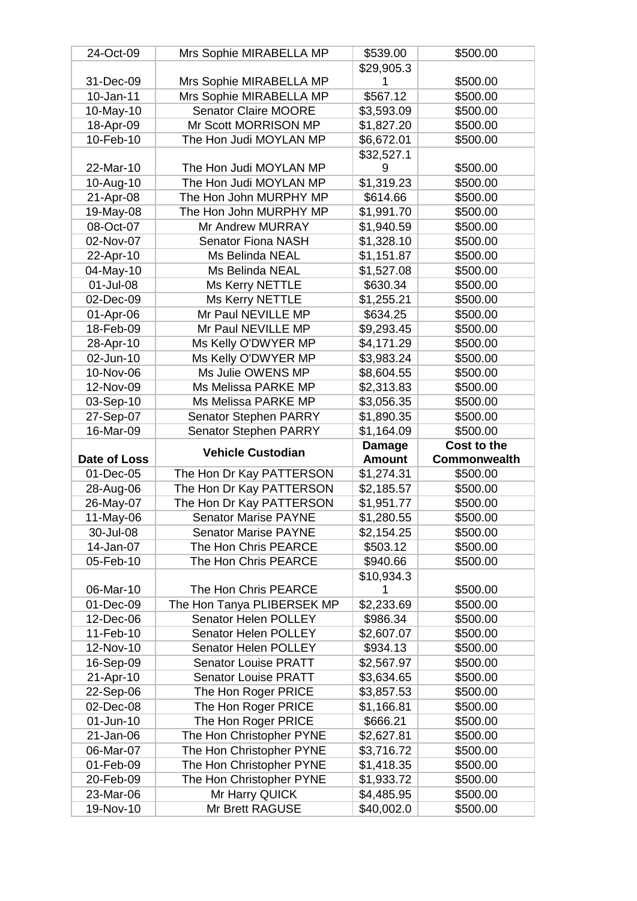| 24-Oct-09 | Mrs Sophie MIRABELLA MP | $539.00 | $500.00 |
|---|---|---|---|
| 31-Dec-09 | Mrs Sophie MIRABELLA MP | $29,905.31 | $500.00 |
| 10-Jan-11 | Mrs Sophie MIRABELLA MP | $567.12 | $500.00 |
| 10-May-10 | Senator Claire MOORE | $3,593.09 | $500.00 |
| 18-Apr-09 | Mr Scott MORRISON MP | $1,827.20 | $500.00 |
| 10-Feb-10 | The Hon Judi MOYLAN MP | $6,672.01 | $500.00 |
| 22-Mar-10 | The Hon Judi MOYLAN MP | $32,527.19 | $500.00 |
| 10-Aug-10 | The Hon Judi MOYLAN MP | $1,319.23 | $500.00 |
| 21-Apr-08 | The Hon John MURPHY MP | $614.66 | $500.00 |
| 19-May-08 | The Hon John MURPHY MP | $1,991.70 | $500.00 |
| 08-Oct-07 | Mr Andrew MURRAY | $1,940.59 | $500.00 |
| 02-Nov-07 | Senator Fiona NASH | $1,328.10 | $500.00 |
| 22-Apr-10 | Ms Belinda NEAL | $1,151.87 | $500.00 |
| 04-May-10 | Ms Belinda NEAL | $1,527.08 | $500.00 |
| 01-Jul-08 | Ms Kerry NETTLE | $630.34 | $500.00 |
| 02-Dec-09 | Ms Kerry NETTLE | $1,255.21 | $500.00 |
| 01-Apr-06 | Mr Paul NEVILLE MP | $634.25 | $500.00 |
| 18-Feb-09 | Mr Paul NEVILLE MP | $9,293.45 | $500.00 |
| 28-Apr-10 | Ms Kelly O'DWYER MP | $4,171.29 | $500.00 |
| 02-Jun-10 | Ms Kelly O'DWYER MP | $3,983.24 | $500.00 |
| 10-Nov-06 | Ms Julie OWENS MP | $8,604.55 | $500.00 |
| 12-Nov-09 | Ms Melissa PARKE MP | $2,313.83 | $500.00 |
| 03-Sep-10 | Ms Melissa PARKE MP | $3,056.35 | $500.00 |
| 27-Sep-07 | Senator Stephen PARRY | $1,890.35 | $500.00 |
| 16-Mar-09 | Senator Stephen PARRY | $1,164.09 | $500.00 |
| **Date of Loss** | **Vehicle Custodian** | **Damage Amount** | **Cost to the Commonwealth** |
| 01-Dec-05 | The Hon Dr Kay PATTERSON | $1,274.31 | $500.00 |
| 28-Aug-06 | The Hon Dr Kay PATTERSON | $2,185.57 | $500.00 |
| 26-May-07 | The Hon Dr Kay PATTERSON | $1,951.77 | $500.00 |
| 11-May-06 | Senator Marise PAYNE | $1,280.55 | $500.00 |
| 30-Jul-08 | Senator Marise PAYNE | $2,154.25 | $500.00 |
| 14-Jan-07 | The Hon Chris PEARCE | $503.12 | $500.00 |
| 05-Feb-10 | The Hon Chris PEARCE | $940.66 | $500.00 |
| 06-Mar-10 | The Hon Chris PEARCE | $10,934.31 | $500.00 |
| 01-Dec-09 | The Hon Tanya PLIBERSEK MP | $2,233.69 | $500.00 |
| 12-Dec-06 | Senator Helen POLLEY | $986.34 | $500.00 |
| 11-Feb-10 | Senator Helen POLLEY | $2,607.07 | $500.00 |
| 12-Nov-10 | Senator Helen POLLEY | $934.13 | $500.00 |
| 16-Sep-09 | Senator Louise PRATT | $2,567.97 | $500.00 |
| 21-Apr-10 | Senator Louise PRATT | $3,634.65 | $500.00 |
| 22-Sep-06 | The Hon Roger PRICE | $3,857.53 | $500.00 |
| 02-Dec-08 | The Hon Roger PRICE | $1,166.81 | $500.00 |
| 01-Jun-10 | The Hon Roger PRICE | $666.21 | $500.00 |
| 21-Jan-06 | The Hon Christopher PYNE | $2,627.81 | $500.00 |
| 06-Mar-07 | The Hon Christopher PYNE | $3,716.72 | $500.00 |
| 01-Feb-09 | The Hon Christopher PYNE | $1,418.35 | $500.00 |
| 20-Feb-09 | The Hon Christopher PYNE | $1,933.72 | $500.00 |
| 23-Mar-06 | Mr Harry QUICK | $4,485.95 | $500.00 |
| 19-Nov-10 | Mr Brett RAGUSE | $40,002.0 | $500.00 |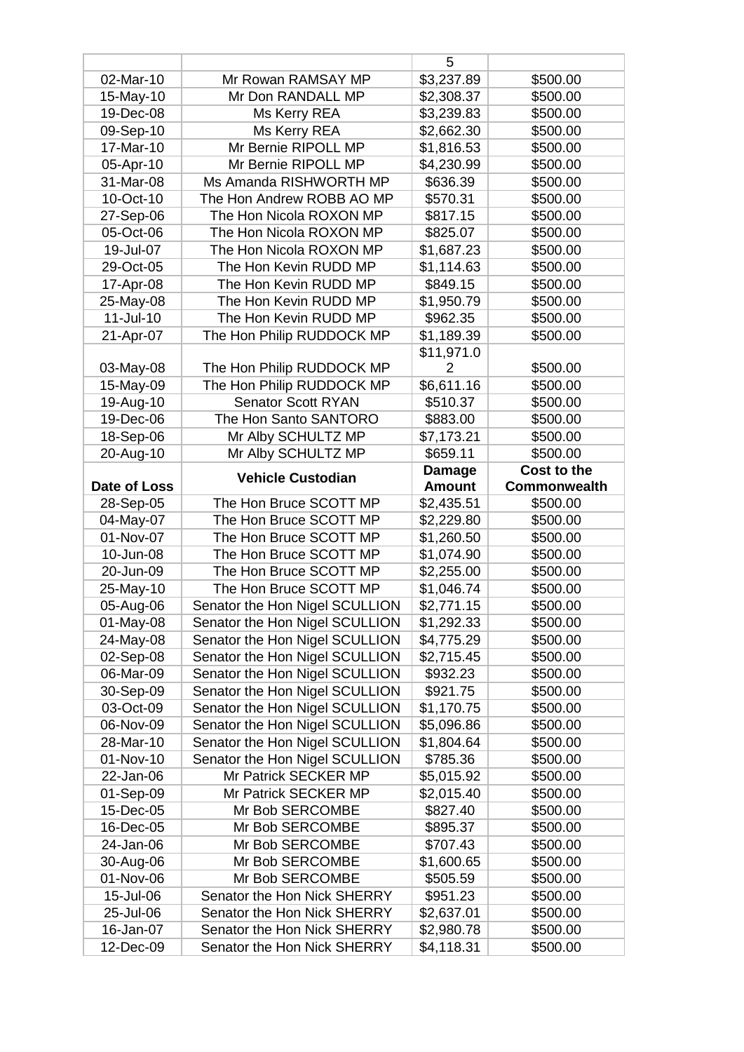| | | 5 | |
|---|---|---|---|
| 02-Mar-10 | Mr Rowan RAMSAY MP | $3,237.89 | $500.00 |
| 15-May-10 | Mr Don RANDALL MP | $2,308.37 | $500.00 |
| 19-Dec-08 | Ms Kerry REA | $3,239.83 | $500.00 |
| 09-Sep-10 | Ms Kerry REA | $2,662.30 | $500.00 |
| 17-Mar-10 | Mr Bernie RIPOLL MP | $1,816.53 | $500.00 |
| 05-Apr-10 | Mr Bernie RIPOLL MP | $4,230.99 | $500.00 |
| 31-Mar-08 | Ms Amanda RISHWORTH MP | $636.39 | $500.00 |
| 10-Oct-10 | The Hon Andrew ROBB AO MP | $570.31 | $500.00 |
| 27-Sep-06 | The Hon Nicola ROXON MP | $817.15 | $500.00 |
| 05-Oct-06 | The Hon Nicola ROXON MP | $825.07 | $500.00 |
| 19-Jul-07 | The Hon Nicola ROXON MP | $1,687.23 | $500.00 |
| 29-Oct-05 | The Hon Kevin RUDD MP | $1,114.63 | $500.00 |
| 17-Apr-08 | The Hon Kevin RUDD MP | $849.15 | $500.00 |
| 25-May-08 | The Hon Kevin RUDD MP | $1,950.79 | $500.00 |
| 11-Jul-10 | The Hon Kevin RUDD MP | $962.35 | $500.00 |
| 21-Apr-07 | The Hon Philip RUDDOCK MP | $1,189.39 | $500.00 |
| 03-May-08 | The Hon Philip RUDDOCK MP | $11,971.02 | $500.00 |
| 15-May-09 | The Hon Philip RUDDOCK MP | $6,611.16 | $500.00 |
| 19-Aug-10 | Senator Scott RYAN | $510.37 | $500.00 |
| 19-Dec-06 | The Hon Santo SANTORO | $883.00 | $500.00 |
| 18-Sep-06 | Mr Alby SCHULTZ MP | $7,173.21 | $500.00 |
| 20-Aug-10 | Mr Alby SCHULTZ MP | $659.11 | $500.00 |
| **Date of Loss** | **Vehicle Custodian** | **Damage Amount** | **Cost to the Commonwealth** |
| 28-Sep-05 | The Hon Bruce SCOTT MP | $2,435.51 | $500.00 |
| 04-May-07 | The Hon Bruce SCOTT MP | $2,229.80 | $500.00 |
| 01-Nov-07 | The Hon Bruce SCOTT MP | $1,260.50 | $500.00 |
| 10-Jun-08 | The Hon Bruce SCOTT MP | $1,074.90 | $500.00 |
| 20-Jun-09 | The Hon Bruce SCOTT MP | $2,255.00 | $500.00 |
| 25-May-10 | The Hon Bruce SCOTT MP | $1,046.74 | $500.00 |
| 05-Aug-06 | Senator the Hon Nigel SCULLION | $2,771.15 | $500.00 |
| 01-May-08 | Senator the Hon Nigel SCULLION | $1,292.33 | $500.00 |
| 24-May-08 | Senator the Hon Nigel SCULLION | $4,775.29 | $500.00 |
| 02-Sep-08 | Senator the Hon Nigel SCULLION | $2,715.45 | $500.00 |
| 06-Mar-09 | Senator the Hon Nigel SCULLION | $932.23 | $500.00 |
| 30-Sep-09 | Senator the Hon Nigel SCULLION | $921.75 | $500.00 |
| 03-Oct-09 | Senator the Hon Nigel SCULLION | $1,170.75 | $500.00 |
| 06-Nov-09 | Senator the Hon Nigel SCULLION | $5,096.86 | $500.00 |
| 28-Mar-10 | Senator the Hon Nigel SCULLION | $1,804.64 | $500.00 |
| 01-Nov-10 | Senator the Hon Nigel SCULLION | $785.36 | $500.00 |
| 22-Jan-06 | Mr Patrick SECKER MP | $5,015.92 | $500.00 |
| 01-Sep-09 | Mr Patrick SECKER MP | $2,015.40 | $500.00 |
| 15-Dec-05 | Mr Bob SERCOMBE | $827.40 | $500.00 |
| 16-Dec-05 | Mr Bob SERCOMBE | $895.37 | $500.00 |
| 24-Jan-06 | Mr Bob SERCOMBE | $707.43 | $500.00 |
| 30-Aug-06 | Mr Bob SERCOMBE | $1,600.65 | $500.00 |
| 01-Nov-06 | Mr Bob SERCOMBE | $505.59 | $500.00 |
| 15-Jul-06 | Senator the Hon Nick SHERRY | $951.23 | $500.00 |
| 25-Jul-06 | Senator the Hon Nick SHERRY | $2,637.01 | $500.00 |
| 16-Jan-07 | Senator the Hon Nick SHERRY | $2,980.78 | $500.00 |
| 12-Dec-09 | Senator the Hon Nick SHERRY | $4,118.31 | $500.00 |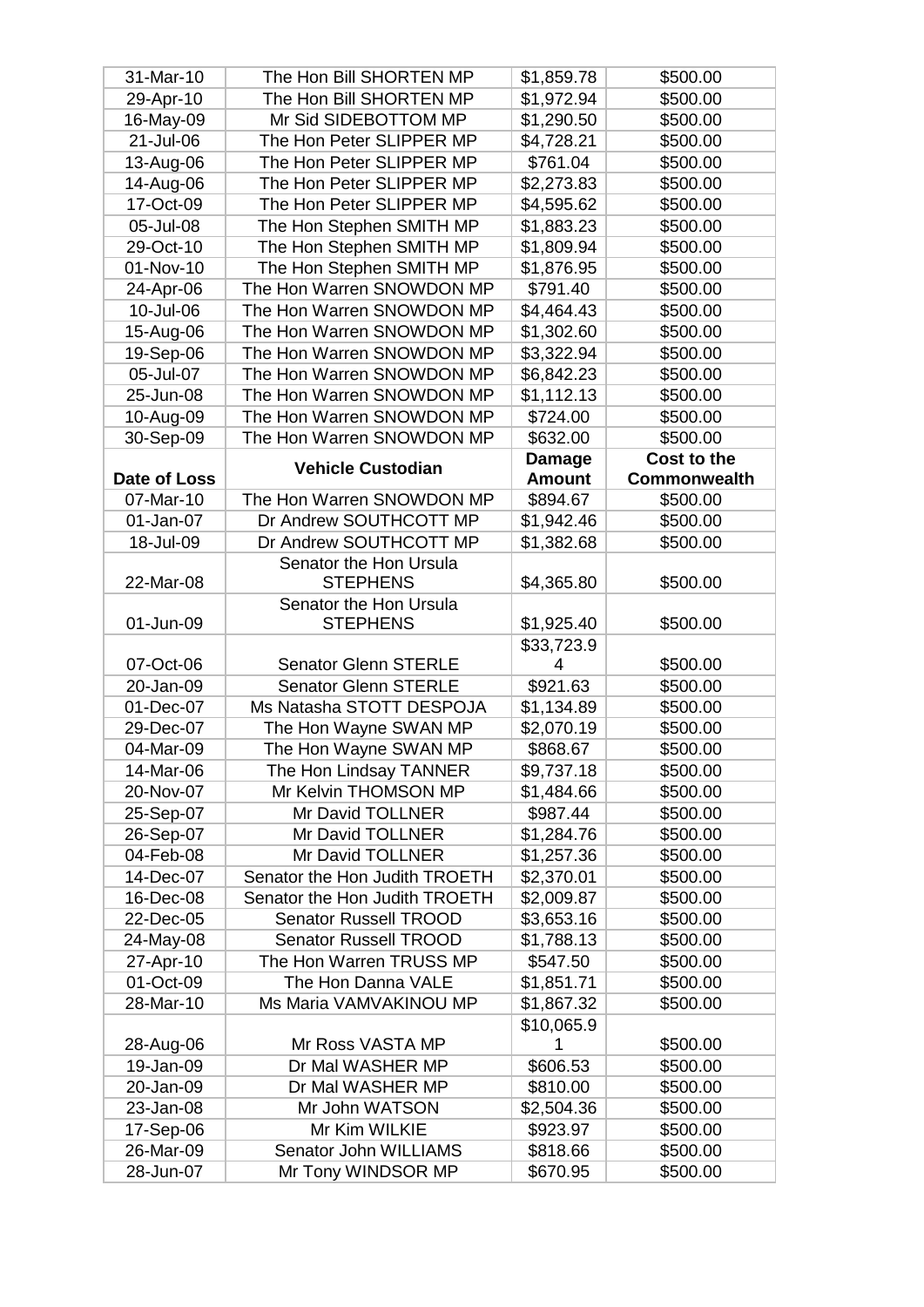| Date of Loss | Vehicle Custodian | Damage Amount | Cost to the Commonwealth |
|---|---|---|---|
| 31-Mar-10 | The Hon Bill SHORTEN MP | $1,859.78 | $500.00 |
| 29-Apr-10 | The Hon Bill SHORTEN MP | $1,972.94 | $500.00 |
| 16-May-09 | Mr Sid SIDEBOTTOM MP | $1,290.50 | $500.00 |
| 21-Jul-06 | The Hon Peter SLIPPER MP | $4,728.21 | $500.00 |
| 13-Aug-06 | The Hon Peter SLIPPER MP | $761.04 | $500.00 |
| 14-Aug-06 | The Hon Peter SLIPPER MP | $2,273.83 | $500.00 |
| 17-Oct-09 | The Hon Peter SLIPPER MP | $4,595.62 | $500.00 |
| 05-Jul-08 | The Hon Stephen SMITH MP | $1,883.23 | $500.00 |
| 29-Oct-10 | The Hon Stephen SMITH MP | $1,809.94 | $500.00 |
| 01-Nov-10 | The Hon Stephen SMITH MP | $1,876.95 | $500.00 |
| 24-Apr-06 | The Hon Warren SNOWDON MP | $791.40 | $500.00 |
| 10-Jul-06 | The Hon Warren SNOWDON MP | $4,464.43 | $500.00 |
| 15-Aug-06 | The Hon Warren SNOWDON MP | $1,302.60 | $500.00 |
| 19-Sep-06 | The Hon Warren SNOWDON MP | $3,322.94 | $500.00 |
| 05-Jul-07 | The Hon Warren SNOWDON MP | $6,842.23 | $500.00 |
| 25-Jun-08 | The Hon Warren SNOWDON MP | $1,112.13 | $500.00 |
| 10-Aug-09 | The Hon Warren SNOWDON MP | $724.00 | $500.00 |
| 30-Sep-09 | The Hon Warren SNOWDON MP | $632.00 | $500.00 |
| 07-Mar-10 | The Hon Warren SNOWDON MP | $894.67 | $500.00 |
| 01-Jan-07 | Dr Andrew SOUTHCOTT MP | $1,942.46 | $500.00 |
| 18-Jul-09 | Dr Andrew SOUTHCOTT MP | $1,382.68 | $500.00 |
| 22-Mar-08 | Senator the Hon Ursula STEPHENS | $4,365.80 | $500.00 |
| 01-Jun-09 | Senator the Hon Ursula STEPHENS | $1,925.40 | $500.00 |
| 07-Oct-06 | Senator Glenn STERLE | $33,723.94 | $500.00 |
| 20-Jan-09 | Senator Glenn STERLE | $921.63 | $500.00 |
| 01-Dec-07 | Ms Natasha STOTT DESPOJA | $1,134.89 | $500.00 |
| 29-Dec-07 | The Hon Wayne SWAN MP | $2,070.19 | $500.00 |
| 04-Mar-09 | The Hon Wayne SWAN MP | $868.67 | $500.00 |
| 14-Mar-06 | The Hon Lindsay TANNER | $9,737.18 | $500.00 |
| 20-Nov-07 | Mr Kelvin THOMSON MP | $1,484.66 | $500.00 |
| 25-Sep-07 | Mr David TOLLNER | $987.44 | $500.00 |
| 26-Sep-07 | Mr David TOLLNER | $1,284.76 | $500.00 |
| 04-Feb-08 | Mr David TOLLNER | $1,257.36 | $500.00 |
| 14-Dec-07 | Senator the Hon Judith TROETH | $2,370.01 | $500.00 |
| 16-Dec-08 | Senator the Hon Judith TROETH | $2,009.87 | $500.00 |
| 22-Dec-05 | Senator Russell TROOD | $3,653.16 | $500.00 |
| 24-May-08 | Senator Russell TROOD | $1,788.13 | $500.00 |
| 27-Apr-10 | The Hon Warren TRUSS MP | $547.50 | $500.00 |
| 01-Oct-09 | The Hon Danna VALE | $1,851.71 | $500.00 |
| 28-Mar-10 | Ms Maria VAMVAKINOU MP | $1,867.32 | $500.00 |
| 28-Aug-06 | Mr Ross VASTA MP | $10,065.91 | $500.00 |
| 19-Jan-09 | Dr Mal WASHER MP | $606.53 | $500.00 |
| 20-Jan-09 | Dr Mal WASHER MP | $810.00 | $500.00 |
| 23-Jan-08 | Mr John WATSON | $2,504.36 | $500.00 |
| 17-Sep-06 | Mr Kim WILKIE | $923.97 | $500.00 |
| 26-Mar-09 | Senator John WILLIAMS | $818.66 | $500.00 |
| 28-Jun-07 | Mr Tony WINDSOR MP | $670.95 | $500.00 |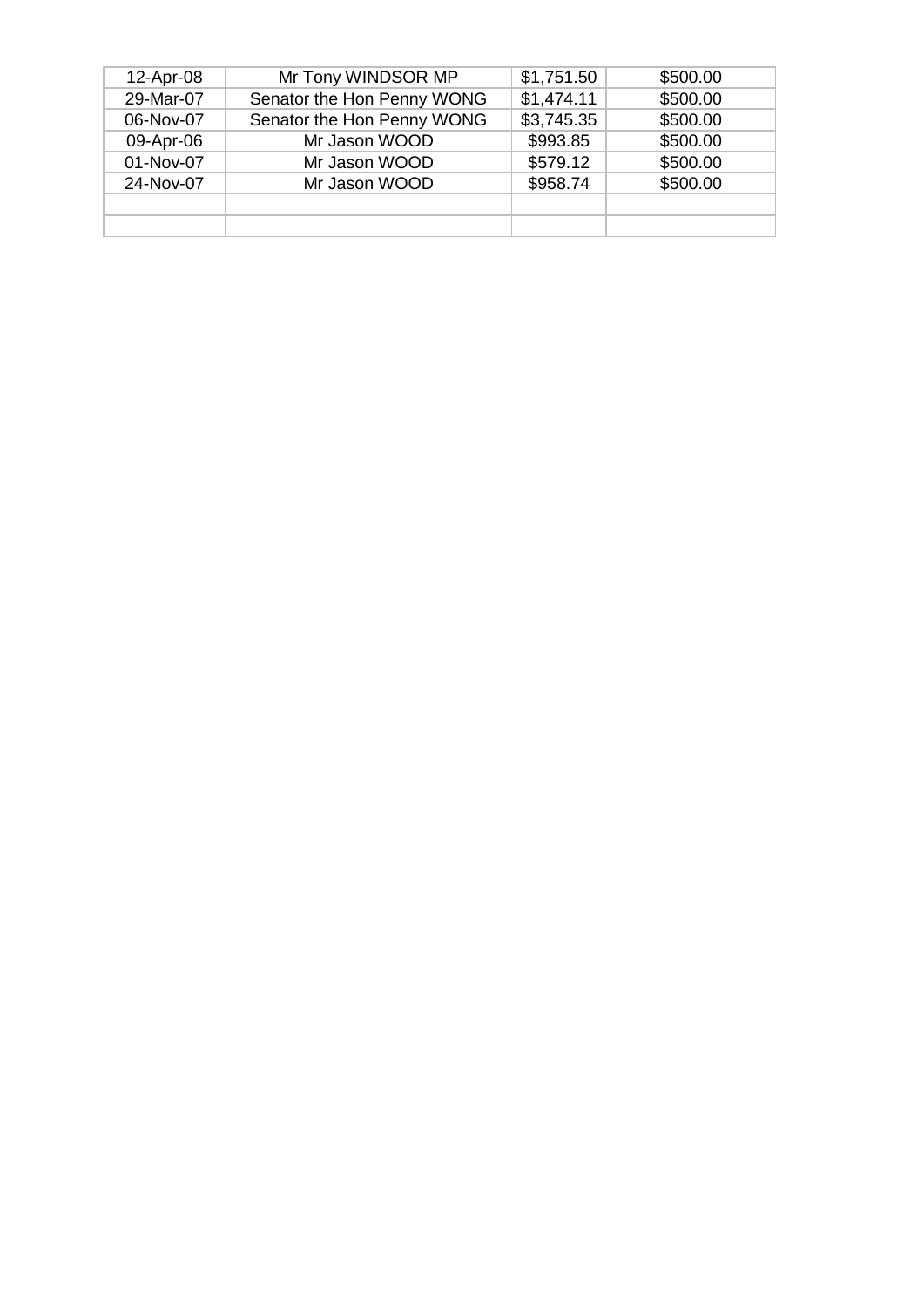| | | | |
|---|---|---|---|
| 12-Apr-08 | Mr Tony WINDSOR MP | $1,751.50 | $500.00 |
| 29-Mar-07 | Senator the Hon Penny WONG | $1,474.11 | $500.00 |
| 06-Nov-07 | Senator the Hon Penny WONG | $3,745.35 | $500.00 |
| 09-Apr-06 | Mr Jason WOOD | $993.85 | $500.00 |
| 01-Nov-07 | Mr Jason WOOD | $579.12 | $500.00 |
| 24-Nov-07 | Mr Jason WOOD | $958.74 | $500.00 |
| | | | |
| | | | |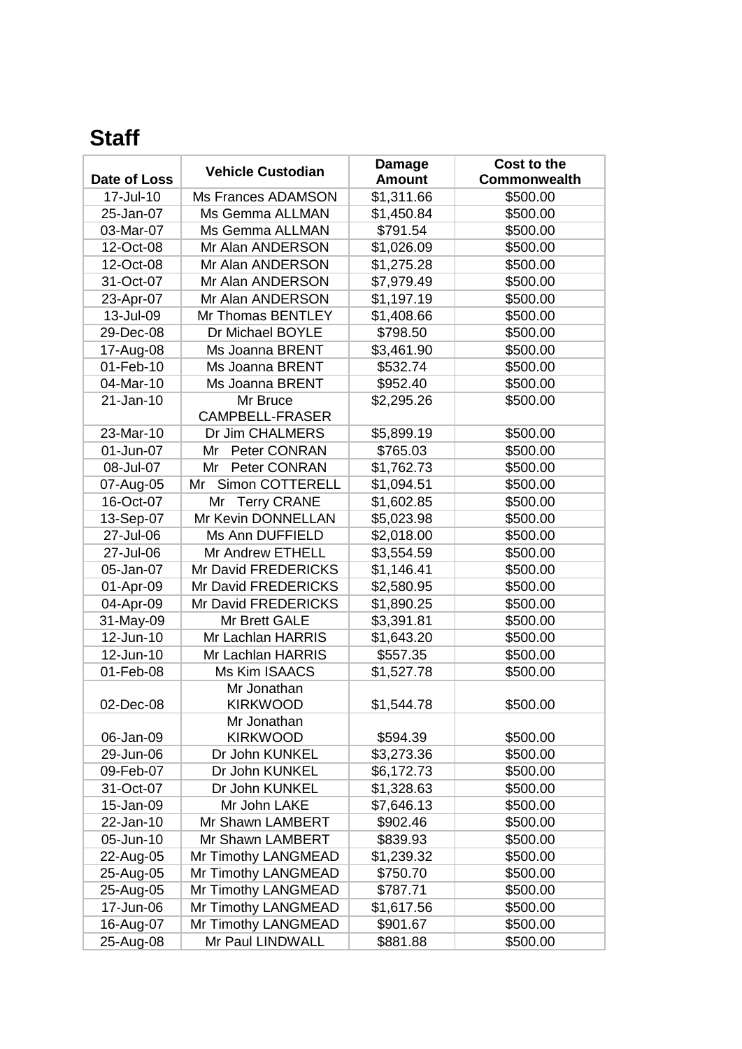## Staff

| Date of Loss | Vehicle Custodian | Damage Amount | Cost to the Commonwealth |
|---|---|---|---|
| 17-Jul-10 | Ms Frances ADAMSON | $1,311.66 | $500.00 |
| 25-Jan-07 | Ms Gemma ALLMAN | $1,450.84 | $500.00 |
| 03-Mar-07 | Ms Gemma ALLMAN | $791.54 | $500.00 |
| 12-Oct-08 | Mr Alan ANDERSON | $1,026.09 | $500.00 |
| 12-Oct-08 | Mr Alan ANDERSON | $1,275.28 | $500.00 |
| 31-Oct-07 | Mr Alan ANDERSON | $7,979.49 | $500.00 |
| 23-Apr-07 | Mr Alan ANDERSON | $1,197.19 | $500.00 |
| 13-Jul-09 | Mr Thomas BENTLEY | $1,408.66 | $500.00 |
| 29-Dec-08 | Dr Michael BOYLE | $798.50 | $500.00 |
| 17-Aug-08 | Ms Joanna BRENT | $3,461.90 | $500.00 |
| 01-Feb-10 | Ms Joanna BRENT | $532.74 | $500.00 |
| 04-Mar-10 | Ms Joanna BRENT | $952.40 | $500.00 |
| 21-Jan-10 | Mr Bruce CAMPBELL-FRASER | $2,295.26 | $500.00 |
| 23-Mar-10 | Dr Jim CHALMERS | $5,899.19 | $500.00 |
| 01-Jun-07 | Mr Peter CONRAN | $765.03 | $500.00 |
| 08-Jul-07 | Mr Peter CONRAN | $1,762.73 | $500.00 |
| 07-Aug-05 | Mr Simon COTTERELL | $1,094.51 | $500.00 |
| 16-Oct-07 | Mr Terry CRANE | $1,602.85 | $500.00 |
| 13-Sep-07 | Mr Kevin DONNELLAN | $5,023.98 | $500.00 |
| 27-Jul-06 | Ms Ann DUFFIELD | $2,018.00 | $500.00 |
| 27-Jul-06 | Mr Andrew ETHELL | $3,554.59 | $500.00 |
| 05-Jan-07 | Mr David FREDERICKS | $1,146.41 | $500.00 |
| 01-Apr-09 | Mr David FREDERICKS | $2,580.95 | $500.00 |
| 04-Apr-09 | Mr David FREDERICKS | $1,890.25 | $500.00 |
| 31-May-09 | Mr Brett GALE | $3,391.81 | $500.00 |
| 12-Jun-10 | Mr Lachlan HARRIS | $1,643.20 | $500.00 |
| 12-Jun-10 | Mr Lachlan HARRIS | $557.35 | $500.00 |
| 01-Feb-08 | Ms Kim ISAACS | $1,527.78 | $500.00 |
| 02-Dec-08 | Mr Jonathan KIRKWOOD | $1,544.78 | $500.00 |
| 06-Jan-09 | Mr Jonathan KIRKWOOD | $594.39 | $500.00 |
| 29-Jun-06 | Dr John KUNKEL | $3,273.36 | $500.00 |
| 09-Feb-07 | Dr John KUNKEL | $6,172.73 | $500.00 |
| 31-Oct-07 | Dr John KUNKEL | $1,328.63 | $500.00 |
| 15-Jan-09 | Mr John LAKE | $7,646.13 | $500.00 |
| 22-Jan-10 | Mr Shawn LAMBERT | $902.46 | $500.00 |
| 05-Jun-10 | Mr Shawn LAMBERT | $839.93 | $500.00 |
| 22-Aug-05 | Mr Timothy LANGMEAD | $1,239.32 | $500.00 |
| 25-Aug-05 | Mr Timothy LANGMEAD | $750.70 | $500.00 |
| 25-Aug-05 | Mr Timothy LANGMEAD | $787.71 | $500.00 |
| 17-Jun-06 | Mr Timothy LANGMEAD | $1,617.56 | $500.00 |
| 16-Aug-07 | Mr Timothy LANGMEAD | $901.67 | $500.00 |
| 25-Aug-08 | Mr Paul LINDWALL | $881.88 | $500.00 |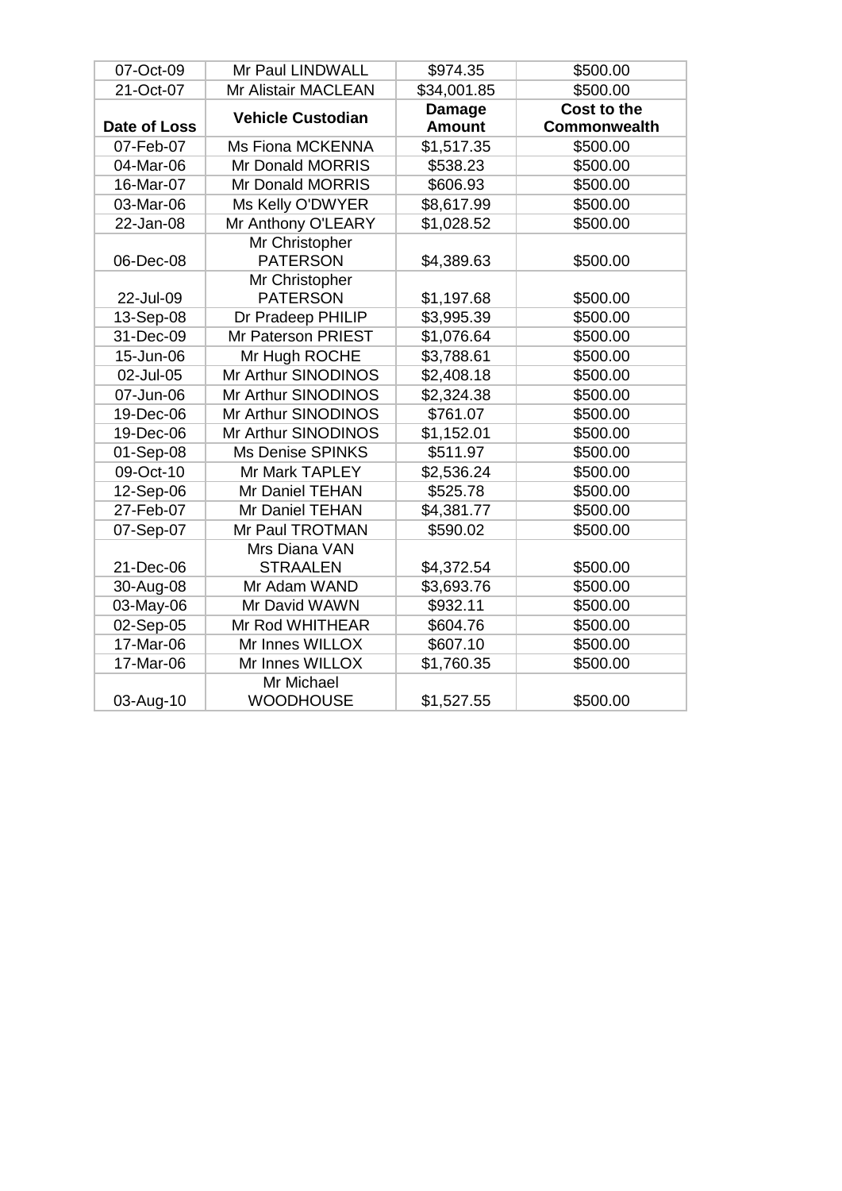| | | | |
|---|---|---|---|
| 07-Oct-09 | Mr Paul LINDWALL | $974.35 | $500.00 |
| 21-Oct-07 | Mr Alistair MACLEAN | $34,001.85 | $500.00 |
| **Date of Loss** | **Vehicle Custodian** | **Damage Amount** | **Cost to the Commonwealth** |
| 07-Feb-07 | Ms Fiona MCKENNA | $1,517.35 | $500.00 |
| 04-Mar-06 | Mr Donald MORRIS | $538.23 | $500.00 |
| 16-Mar-07 | Mr Donald MORRIS | $606.93 | $500.00 |
| 03-Mar-06 | Ms Kelly O'DWYER | $8,617.99 | $500.00 |
| 22-Jan-08 | Mr Anthony O'LEARY | $1,028.52 | $500.00 |
| 06-Dec-08 | Mr Christopher PATERSON | $4,389.63 | $500.00 |
| 22-Jul-09 | Mr Christopher PATERSON | $1,197.68 | $500.00 |
| 13-Sep-08 | Dr Pradeep PHILIP | $3,995.39 | $500.00 |
| 31-Dec-09 | Mr Paterson PRIEST | $1,076.64 | $500.00 |
| 15-Jun-06 | Mr Hugh ROCHE | $3,788.61 | $500.00 |
| 02-Jul-05 | Mr Arthur SINODINOS | $2,408.18 | $500.00 |
| 07-Jun-06 | Mr Arthur SINODINOS | $2,324.38 | $500.00 |
| 19-Dec-06 | Mr Arthur SINODINOS | $761.07 | $500.00 |
| 19-Dec-06 | Mr Arthur SINODINOS | $1,152.01 | $500.00 |
| 01-Sep-08 | Ms Denise SPINKS | $511.97 | $500.00 |
| 09-Oct-10 | Mr Mark TAPLEY | $2,536.24 | $500.00 |
| 12-Sep-06 | Mr Daniel TEHAN | $525.78 | $500.00 |
| 27-Feb-07 | Mr Daniel TEHAN | $4,381.77 | $500.00 |
| 07-Sep-07 | Mr Paul TROTMAN | $590.02 | $500.00 |
| 21-Dec-06 | Mrs Diana VAN STRAALEN | $4,372.54 | $500.00 |
| 30-Aug-08 | Mr Adam WAND | $3,693.76 | $500.00 |
| 03-May-06 | Mr David WAWN | $932.11 | $500.00 |
| 02-Sep-05 | Mr Rod WHITHEAR | $604.76 | $500.00 |
| 17-Mar-06 | Mr Innes WILLOX | $607.10 | $500.00 |
| 17-Mar-06 | Mr Innes WILLOX | $1,760.35 | $500.00 |
| 03-Aug-10 | Mr Michael WOODHOUSE | $1,527.55 | $500.00 |